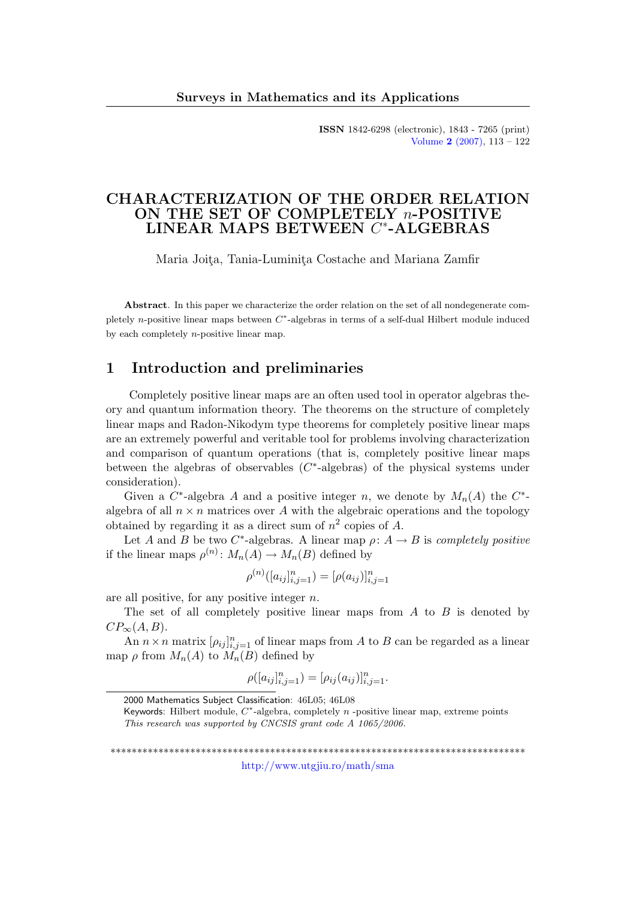# CHARACTERIZATION OF THE ORDER RELATION ON THE SET OF COMPLETELY $n$-POSITIVE LINEAR MAPS BETWEEN $C^*$-ALGEBRAS

Maria Joiţa, Tania-Luminiţa Costache and Mariana Zamfir

**Abstract**. In this paper we characterize the order relation on the set of all nondegenerate completely $n$-positive linear maps between $C^*$-algebras in terms of a self-dual Hilbert module induced by each completely $n$-positive linear map.

## 1 Introduction and preliminaries

Completely positive linear maps are an often used tool in operator algebras theory and quantum information theory. The theorems on the structure of completely linear maps and Radon-Nikodym type theorems for completely positive linear maps are an extremely powerful and veritable tool for problems involving characterization and comparison of quantum operations (that is, completely positive linear maps between the algebras of observables ($C^*$-algebras) of the physical systems under consideration).

Given a $C^*$-algebra $A$ and a positive integer $n$, we denote by $M_n(A)$ the $C^*$-algebra of all $n \times n$ matrices over $A$ with the algebraic operations and the topology obtained by regarding it as a direct sum of $n^2$ copies of $A$.

Let $A$ and $B$ be two $C^*$-algebras. A linear map $\rho\colon A \to B$ is *completely positive* if the linear maps $\rho^{(n)}\colon M_n(A) \to M_n(B)$ defined by

$$\rho^{(n)}([a_{ij}]_{i,j=1}^n) = [\rho(a_{ij})]_{i,j=1}^n$$

are all positive, for any positive integer $n$.

The set of all completely positive linear maps from $A$ to $B$ is denoted by $CP_\infty(A, B)$.

An $n \times n$ matrix $[\rho_{ij}]_{i,j=1}^n$ of linear maps from $A$ to $B$ can be regarded as a linear map $\rho$ from $M_n(A)$ to $M_n(B)$ defined by

$$\rho([a_{ij}]_{i,j=1}^n) = [\rho_{ij}(a_{ij})]_{i,j=1}^n.$$

2000 Mathematics Subject Classification: 46L05; 46L08

Keywords: Hilbert module, $C^*$-algebra, completely $n$-positive linear map, extreme points

*This research was supported by CNCSIS grant code A 1065/2006.*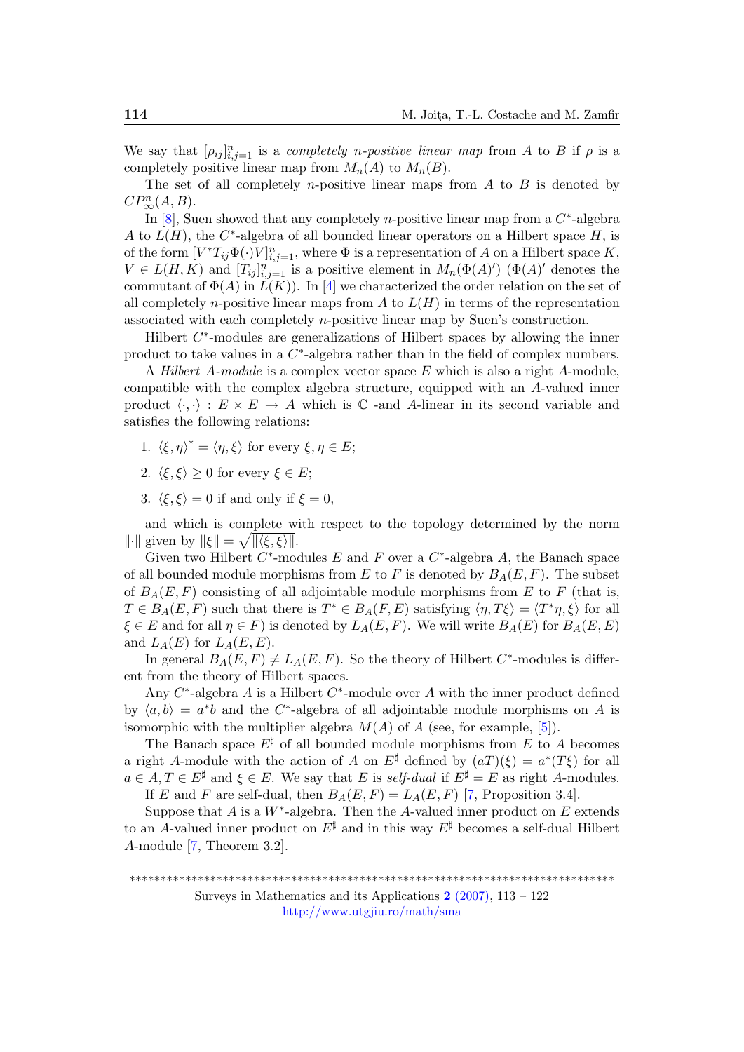We say that $[\rho_{ij}]_{i,j=1}^n$ is a *completely $n$-positive linear map* from $A$ to $B$ if $\rho$ is a completely positive linear map from $M_n(A)$ to $M_n(B)$.

The set of all completely $n$-positive linear maps from $A$ to $B$ is denoted by $CP_\infty^n(A, B)$.

In [8], Suen showed that any completely $n$-positive linear map from a $C^*$-algebra $A$ to $L(H)$, the $C^*$-algebra of all bounded linear operators on a Hilbert space $H$, is of the form $[V^* T_{ij} \Phi(\cdot) V]_{i,j=1}^n$, where $\Phi$ is a representation of $A$ on a Hilbert space $K$, $V \in L(H, K)$ and $[T_{ij}]_{i,j=1}^n$ is a positive element in $M_n(\Phi(A)')$ ($\Phi(A)'$ denotes the commutant of $\Phi(A)$ in $L(K)$). In [4] we characterized the order relation on the set of all completely $n$-positive linear maps from $A$ to $L(H)$ in terms of the representation associated with each completely $n$-positive linear map by Suen's construction.

Hilbert $C^*$-modules are generalizations of Hilbert spaces by allowing the inner product to take values in a $C^*$-algebra rather than in the field of complex numbers.

A *Hilbert $A$-module* is a complex vector space $E$ which is also a right $A$-module, compatible with the complex algebra structure, equipped with an $A$-valued inner product $\langle \cdot, \cdot \rangle : E \times E \to A$ which is $\mathbb{C}$ -and $A$-linear in its second variable and satisfies the following relations:

1. $\langle \xi, \eta \rangle^* = \langle \eta, \xi \rangle$ for every $\xi, \eta \in E$;
2. $\langle \xi, \xi \rangle \geq 0$ for every $\xi \in E$;
3. $\langle \xi, \xi \rangle = 0$ if and only if $\xi = 0$,

and which is complete with respect to the topology determined by the norm $\|\cdot\|$ given by $\|\xi\| = \sqrt{\|\langle \xi, \xi \rangle\|}$.

Given two Hilbert $C^*$-modules $E$ and $F$ over a $C^*$-algebra $A$, the Banach space of all bounded module morphisms from $E$ to $F$ is denoted by $B_A(E, F)$. The subset of $B_A(E, F)$ consisting of all adjointable module morphisms from $E$ to $F$ (that is, $T \in B_A(E, F)$ such that there is $T^* \in B_A(F, E)$ satisfying $\langle \eta, T\xi \rangle = \langle T^*\eta, \xi \rangle$ for all $\xi \in E$ and for all $\eta \in F$) is denoted by $L_A(E, F)$. We will write $B_A(E)$ for $B_A(E, E)$ and $L_A(E)$ for $L_A(E, E)$.

In general $B_A(E, F) \neq L_A(E, F)$. So the theory of Hilbert $C^*$-modules is different from the theory of Hilbert spaces.

Any $C^*$-algebra $A$ is a Hilbert $C^*$-module over $A$ with the inner product defined by $\langle a, b \rangle = a^* b$ and the $C^*$-algebra of all adjointable module morphisms on $A$ is isomorphic with the multiplier algebra $M(A)$ of $A$ (see, for example, [5]).

The Banach space $E^\sharp$ of all bounded module morphisms from $E$ to $A$ becomes a right $A$-module with the action of $A$ on $E^\sharp$ defined by $(aT)(\xi) = a^*(T\xi)$ for all $a \in A, T \in E^\sharp$ and $\xi \in E$. We say that $E$ is *self-dual* if $E^\sharp = E$ as right $A$-modules.

If $E$ and $F$ are self-dual, then $B_A(E, F) = L_A(E, F)$ [7, Proposition 3.4].

Suppose that $A$ is a $W^*$-algebra. Then the $A$-valued inner product on $E$ extends to an $A$-valued inner product on $E^\sharp$ and in this way $E^\sharp$ becomes a self-dual Hilbert $A$-module [7, Theorem 3.2].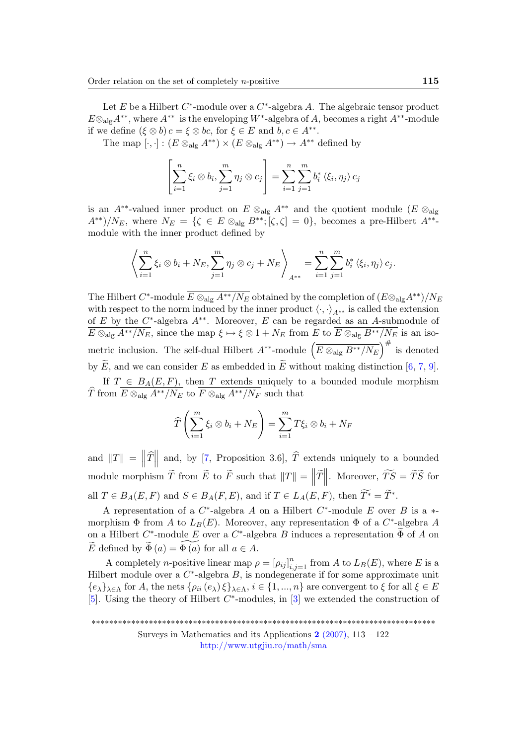Let $E$ be a Hilbert $C^*$-module over a $C^*$-algebra $A$. The algebraic tensor product $E \otimes_{\text{alg}} A^{**}$, where $A^{**}$ is the enveloping $W^*$-algebra of $A$, becomes a right $A^{**}$-module if we define $(\xi \otimes b) c = \xi \otimes bc$, for $\xi \in E$ and $b, c \in A^{**}$.

The map $[\cdot,\cdot] : (E \otimes_{\text{alg}} A^{**}) \times (E \otimes_{\text{alg}} A^{**}) \to A^{**}$ defined by

$$\left[\sum_{i=1}^{n} \xi_i \otimes b_i, \sum_{j=1}^{m} \eta_j \otimes c_j\right] = \sum_{i=1}^{n} \sum_{j=1}^{m} b_i^* \langle \xi_i, \eta_j \rangle c_j$$

is an $A^{**}$-valued inner product on $E \otimes_{\text{alg}} A^{**}$ and the quotient module $(E \otimes_{\text{alg}} A^{**})/N_E$, where $N_E = \{\zeta \in E \otimes_{\text{alg}} B^{**}; [\zeta, \zeta] = 0\}$, becomes a pre-Hilbert $A^{**}$-module with the inner product defined by

$$\left\langle \sum_{i=1}^{n} \xi_i \otimes b_i + N_E, \sum_{j=1}^{m} \eta_j \otimes c_j + N_E \right\rangle_{A^{**}} = \sum_{i=1}^{n} \sum_{j=1}^{m} b_i^* \langle \xi_i, \eta_j \rangle c_j.$$

The Hilbert $C^*$-module $\overline{E \otimes_{\text{alg}} A^{**}/N_E}$ obtained by the completion of $(E \otimes_{\text{alg}} A^{**})/N_E$ with respect to the norm induced by the inner product $\langle \cdot, \cdot \rangle_{A^{**}}$ is called the extension of $E$ by the $C^*$-algebra $A^{**}$. Moreover, $E$ can be regarded as an $A$-submodule of $\overline{E \otimes_{\text{alg}} A^{**}/N_E}$, since the map $\xi \mapsto \xi \otimes 1 + N_E$ from $E$ to $\overline{E \otimes_{\text{alg}} B^{**}/N_E}$ is an isometric inclusion. The self-dual Hilbert $A^{**}$-module $\left(\overline{E \otimes_{\text{alg}} B^{**}/N_E}\right)^{\#}$ is denoted by $\widetilde{E}$, and we can consider $E$ as embedded in $\widetilde{E}$ without making distinction [6, 7, 9].

If $T \in B_A(E, F)$, then $T$ extends uniquely to a bounded module morphism $\widehat{T}$ from $\overline{E \otimes_{\text{alg}} A^{**}/N_E}$ to $\overline{F \otimes_{\text{alg}} A^{**}/N_F}$ such that

$$\widehat{T}\left(\sum_{i=1}^{m} \xi_i \otimes b_i + N_E\right) = \sum_{i=1}^{m} T\xi_i \otimes b_i + N_F$$

and $\|T\| = \left\|\widehat{T}\right\|$ and, by [7, Proposition 3.6], $\widehat{T}$ extends uniquely to a bounded module morphism $\widetilde{T}$ from $\widetilde{E}$ to $\widetilde{F}$ such that $\|T\| = \left\|\widetilde{T}\right\|$. Moreover, $\widetilde{TS} = \widetilde{T}\widetilde{S}$ for all $T \in B_A(E, F)$ and $S \in B_A(F, E)$, and if $T \in L_A(E, F)$, then $\widetilde{T^*} = \widetilde{T}^*$.

A representation of a $C^*$-algebra $A$ on a Hilbert $C^*$-module $E$ over $B$ is a $*$-morphism $\Phi$ from $A$ to $L_B(E)$. Moreover, any representation $\Phi$ of a $C^*$-algebra $A$ on a Hilbert $C^*$-module $E$ over a $C^*$-algebra $B$ induces a representation $\widetilde{\Phi}$ of $A$ on $\widetilde{E}$ defined by $\widetilde{\Phi}(a) = \widetilde{\Phi(a)}$ for all $a \in A$.

A completely $n$-positive linear map $\rho = [\rho_{ij}]_{i,j=1}^{n}$ from $A$ to $L_B(E)$, where $E$ is a Hilbert module over a $C^*$-algebra $B$, is nondegenerate if for some approximate unit $\{e_\lambda\}_{\lambda \in \Lambda}$ for $A$, the nets $\{\rho_{ii}(e_\lambda)\xi\}_{\lambda \in \Lambda}$, $i \in \{1, ..., n\}$ are convergent to $\xi$ for all $\xi \in E$ [5]. Using the theory of Hilbert $C^*$-modules, in [3] we extended the construction of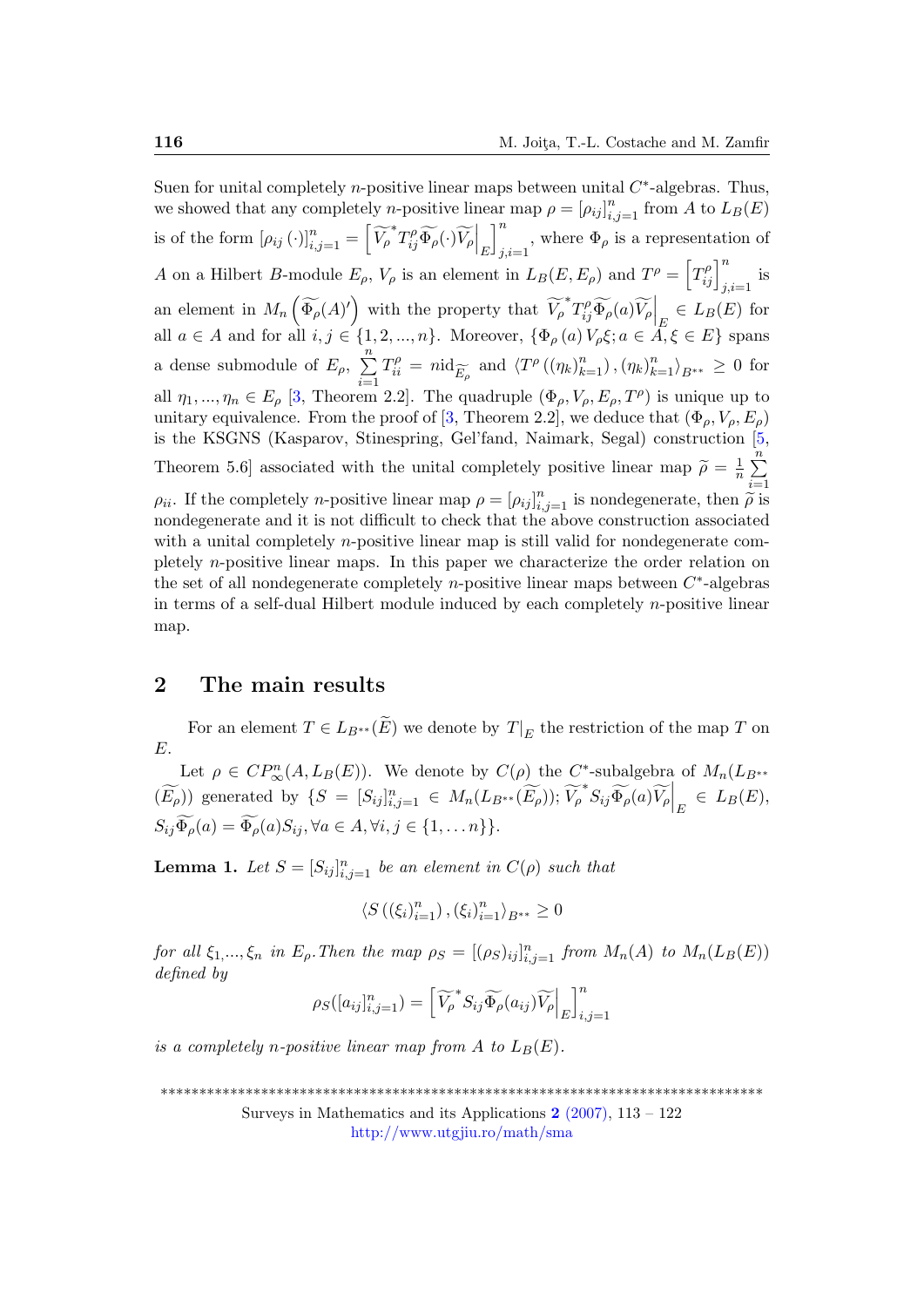Suen for unital completely $n$-positive linear maps between unital $C^*$-algebras. Thus, we showed that any completely $n$-positive linear map $\rho = [\rho_{ij}]_{i,j=1}^n$ from $A$ to $L_B(E)$ is of the form $[\rho_{ij}(\cdot)]_{i,j=1}^n = \left[\widetilde{V_\rho}^* T_{ij}^\rho \widetilde{\Phi_\rho}(\cdot)\widetilde{V_\rho}\Big|_E\right]_{j,i=1}^n$, where $\Phi_\rho$ is a representation of $A$ on a Hilbert $B$-module $E_\rho$, $V_\rho$ is an element in $L_B(E, E_\rho)$ and $T^\rho = \left[T_{ij}^\rho\right]_{j,i=1}^n$ is an element in $M_n\left(\widetilde{\Phi_\rho}(A)'\right)$ with the property that $\widetilde{V_\rho}^* T_{ij}^\rho \widetilde{\Phi_\rho}(a)\widetilde{V_\rho}\Big|_E \in L_B(E)$ for all $a \in A$ and for all $i, j \in \{1, 2, ..., n\}$. Moreover, $\{\Phi_\rho(a) V_\rho \xi; a \in A, \xi \in E\}$ spans a dense submodule of $E_\rho$, $\sum_{i=1}^n T_{ii}^\rho = n\mathrm{id}_{\widetilde{E_\rho}}$ and $\langle T^\rho\left((\eta_k)_{k=1}^n\right), (\eta_k)_{k=1}^n\rangle_{B^{**}} \geq 0$ for all $\eta_1, ..., \eta_n \in E_\rho$ [3, Theorem 2.2]. The quadruple $(\Phi_\rho, V_\rho, E_\rho, T^\rho)$ is unique up to unitary equivalence. From the proof of [3, Theorem 2.2], we deduce that $(\Phi_\rho, V_\rho, E_\rho)$ is the KSGNS (Kasparov, Stinespring, Gel'fand, Naimark, Segal) construction [5, Theorem 5.6] associated with the unital completely positive linear map $\widetilde{\rho} = \frac{1}{n}\sum_{i=1}^n \rho_{ii}$. If the completely $n$-positive linear map $\rho = [\rho_{ij}]_{i,j=1}^n$ is nondegenerate, then $\widetilde{\rho}$ is nondegenerate and it is not difficult to check that the above construction associated with a unital completely $n$-positive linear map is still valid for nondegenerate completely $n$-positive linear maps. In this paper we characterize the order relation on the set of all nondegenerate completely $n$-positive linear maps between $C^*$-algebras in terms of a self-dual Hilbert module induced by each completely $n$-positive linear map.

## 2 The main results

For an element $T \in L_{B^{**}}(\widetilde{E})$ we denote by $T|_E$ the restriction of the map $T$ on $E$.

Let $\rho \in CP_\infty^n(A, L_B(E))$. We denote by $C(\rho)$ the $C^*$-subalgebra of $M_n(L_{B^{**}}(\widetilde{E_\rho}))$ generated by $\{S = [S_{ij}]_{i,j=1}^n \in M_n(L_{B^{**}}(\widetilde{E_\rho})); \widetilde{V_\rho}^* S_{ij}\widetilde{\Phi_\rho}(a)\widetilde{V_\rho}\Big|_E \in L_B(E), S_{ij}\widetilde{\Phi_\rho}(a) = \widetilde{\Phi_\rho}(a)S_{ij}, \forall a \in A, \forall i, j \in \{1, \ldots n\}\}$.

**Lemma 1.** *Let $S = [S_{ij}]_{i,j=1}^n$ be an element in $C(\rho)$ such that*

$$\langle S\left((\xi_i)_{i=1}^n\right), (\xi_i)_{i=1}^n\rangle_{B^{**}} \geq 0$$

*for all $\xi_1, ..., \xi_n$ in $E_\rho$. Then the map $\rho_S = [(\rho_S)_{ij}]_{i,j=1}^n$ from $M_n(A)$ to $M_n(L_B(E))$ defined by*

$$\rho_S([a_{ij}]_{i,j=1}^n) = \left[\widetilde{V_\rho}^* S_{ij}\widetilde{\Phi_\rho}(a_{ij})\widetilde{V_\rho}\Big|_E\right]_{i,j=1}^n$$

*is a completely $n$-positive linear map from $A$ to $L_B(E)$.*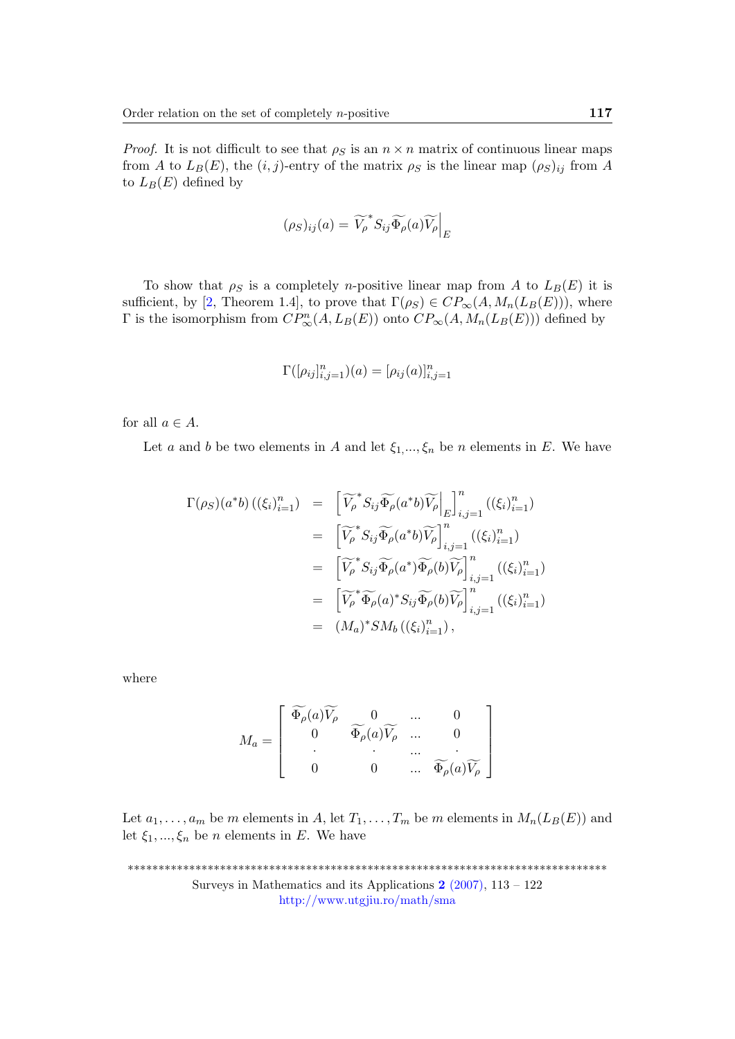*Proof.* It is not difficult to see that $\rho_S$ is an $n \times n$ matrix of continuous linear maps from $A$ to $L_B(E)$, the $(i,j)$-entry of the matrix $\rho_S$ is the linear map $(\rho_S)_{ij}$ from $A$ to $L_B(E)$ defined by

$$(\rho_S)_{ij}(a) = \widetilde{V_\rho}^* S_{ij} \widetilde{\Phi_\rho}(a) \widetilde{V_\rho}\Big|_E$$

To show that $\rho_S$ is a completely $n$-positive linear map from $A$ to $L_B(E)$ it is sufficient, by [2, Theorem 1.4], to prove that $\Gamma(\rho_S) \in CP_\infty(A, M_n(L_B(E)))$, where $\Gamma$ is the isomorphism from $CP^n_\infty(A, L_B(E))$ onto $CP_\infty(A, M_n(L_B(E)))$ defined by

$$\Gamma([\rho_{ij}]_{i,j=1}^n)(a) = [\rho_{ij}(a)]_{i,j=1}^n$$

for all $a \in A$.

Let $a$ and $b$ be two elements in $A$ and let $\xi_1, ..., \xi_n$ be $n$ elements in $E$. We have

$$\begin{aligned}
\Gamma(\rho_S)(a^*b)\left((\xi_i)_{i=1}^n\right) &= \left[\widetilde{V_\rho}^* S_{ij} \widetilde{\Phi_\rho}(a^*b) \widetilde{V_\rho}\Big|_E\right]_{i,j=1}^n \left((\xi_i)_{i=1}^n\right) \\
&= \left[\widetilde{V_\rho}^* S_{ij} \widetilde{\Phi_\rho}(a^*b) \widetilde{V_\rho}\right]_{i,j=1}^n \left((\xi_i)_{i=1}^n\right) \\
&= \left[\widetilde{V_\rho}^* S_{ij} \widetilde{\Phi_\rho}(a^*) \widetilde{\Phi_\rho}(b) \widetilde{V_\rho}\right]_{i,j=1}^n \left((\xi_i)_{i=1}^n\right) \\
&= \left[\widetilde{V_\rho}^* \widetilde{\Phi_\rho}(a)^* S_{ij} \widetilde{\Phi_\rho}(b) \widetilde{V_\rho}\right]_{i,j=1}^n \left((\xi_i)_{i=1}^n\right) \\
&= (M_a)^* S M_b \left((\xi_i)_{i=1}^n\right),
\end{aligned}$$

where

$$M_a = \begin{bmatrix} \widetilde{\Phi_\rho}(a)\widetilde{V_\rho} & 0 & ... & 0 \\ 0 & \widetilde{\Phi_\rho}(a)\widetilde{V_\rho} & ... & 0 \\ \cdot & \cdot & ... & \cdot \\ 0 & 0 & ... & \widetilde{\Phi_\rho}(a)\widetilde{V_\rho} \end{bmatrix}$$

Let $a_1, \dots, a_m$ be $m$ elements in $A$, let $T_1, \dots, T_m$ be $m$ elements in $M_n(L_B(E))$ and let $\xi_1, ..., \xi_n$ be $n$ elements in $E$. We have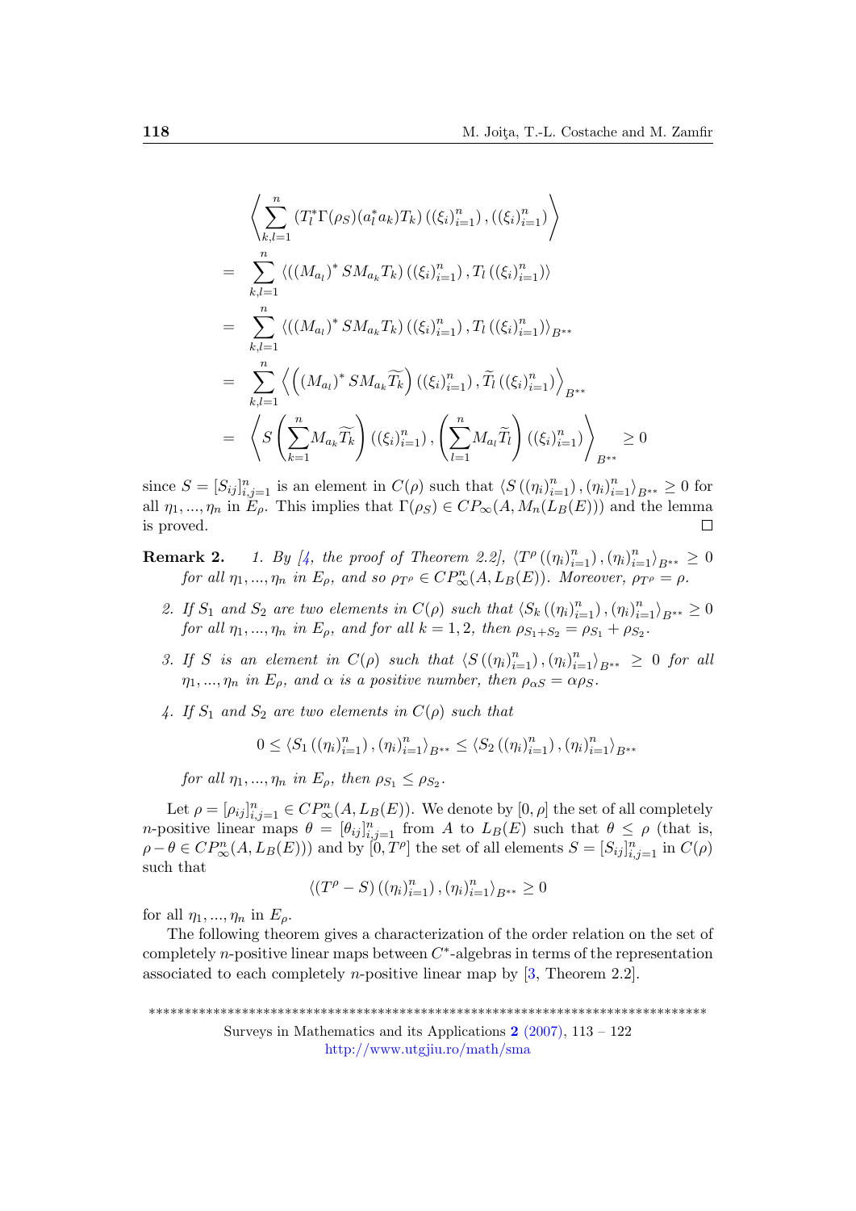$$
\begin{aligned}
&\left\langle \sum_{k,l=1}^{n} \left(T_l^* \Gamma(\rho_S)(a_l^* a_k) T_k\right) \left((\xi_i)_{i=1}^n\right), \left((\xi_i)_{i=1}^n\right) \right\rangle \\
&= \sum_{k,l=1}^{n} \left\langle \left((M_{a_l})^* S M_{a_k} T_k\right) \left((\xi_i)_{i=1}^n\right), T_l \left((\xi_i)_{i=1}^n\right) \right\rangle \\
&= \sum_{k,l=1}^{n} \left\langle \left((M_{a_l})^* S M_{a_k} T_k\right) \left((\xi_i)_{i=1}^n\right), T_l \left((\xi_i)_{i=1}^n\right) \right\rangle_{B^{**}} \\
&= \sum_{k,l=1}^{n} \left\langle \left((M_{a_l})^* S M_{a_k} \widetilde{T_k}\right) \left((\xi_i)_{i=1}^n\right), \widetilde{T_l} \left((\xi_i)_{i=1}^n\right) \right\rangle_{B^{**}} \\
&= \left\langle S \left(\sum_{k=1}^{n} M_{a_k} \widetilde{T_k}\right) \left((\xi_i)_{i=1}^n\right), \left(\sum_{l=1}^{n} M_{a_l} \widetilde{T_l}\right) \left((\xi_i)_{i=1}^n\right) \right\rangle_{B^{**}} \geq 0
\end{aligned}
$$

since $S = [S_{ij}]_{i,j=1}^n$ is an element in $C(\rho)$ such that $\langle S\left((\eta_i)_{i=1}^n\right), (\eta_i)_{i=1}^n\rangle_{B^{**}} \geq 0$ for all $\eta_1, ..., \eta_n$ in $E_\rho$. This implies that $\Gamma(\rho_S) \in CP_\infty(A, M_n(L_B(E)))$ and the lemma is proved. ∎

**Remark 2.** *1. By [4, the proof of Theorem 2.2], $\langle T^\rho\left((\eta_i)_{i=1}^n\right), (\eta_i)_{i=1}^n\rangle_{B^{**}} \geq 0$ for all $\eta_1, ..., \eta_n$ in $E_\rho$, and so $\rho_{T^\rho} \in CP_\infty^n(A, L_B(E))$. Moreover, $\rho_{T^\rho} = \rho$.*

*2. If $S_1$ and $S_2$ are two elements in $C(\rho)$ such that $\langle S_k\left((\eta_i)_{i=1}^n\right), (\eta_i)_{i=1}^n\rangle_{B^{**}} \geq 0$ for all $\eta_1, ..., \eta_n$ in $E_\rho$, and for all $k = 1, 2$, then $\rho_{S_1+S_2} = \rho_{S_1} + \rho_{S_2}$.*

*3. If $S$ is an element in $C(\rho)$ such that $\langle S\left((\eta_i)_{i=1}^n\right), (\eta_i)_{i=1}^n\rangle_{B^{**}} \geq 0$ for all $\eta_1, ..., \eta_n$ in $E_\rho$, and $\alpha$ is a positive number, then $\rho_{\alpha S} = \alpha\rho_S$.*

*4. If $S_1$ and $S_2$ are two elements in $C(\rho)$ such that*

$$
0 \leq \langle S_1\left((\eta_i)_{i=1}^n\right), (\eta_i)_{i=1}^n\rangle_{B^{**}} \leq \langle S_2\left((\eta_i)_{i=1}^n\right), (\eta_i)_{i=1}^n\rangle_{B^{**}}
$$

*for all $\eta_1, ..., \eta_n$ in $E_\rho$, then $\rho_{S_1} \leq \rho_{S_2}$.*

Let $\rho = [\rho_{ij}]_{i,j=1}^n \in CP_\infty^n(A, L_B(E))$. We denote by $[0, \rho]$ the set of all completely $n$-positive linear maps $\theta = [\theta_{ij}]_{i,j=1}^n$ from $A$ to $L_B(E)$ such that $\theta \leq \rho$ (that is, $\rho - \theta \in CP_\infty^n(A, L_B(E))$) and by $[0, T^\rho]$ the set of all elements $S = [S_{ij}]_{i,j=1}^n$ in $C(\rho)$ such that

$$
\langle (T^\rho - S)\left((\eta_i)_{i=1}^n\right), (\eta_i)_{i=1}^n\rangle_{B^{**}} \geq 0
$$

for all $\eta_1, ..., \eta_n$ in $E_\rho$.

The following theorem gives a characterization of the order relation on the set of completely $n$-positive linear maps between $C^*$-algebras in terms of the representation associated to each completely $n$-positive linear map by [3, Theorem 2.2].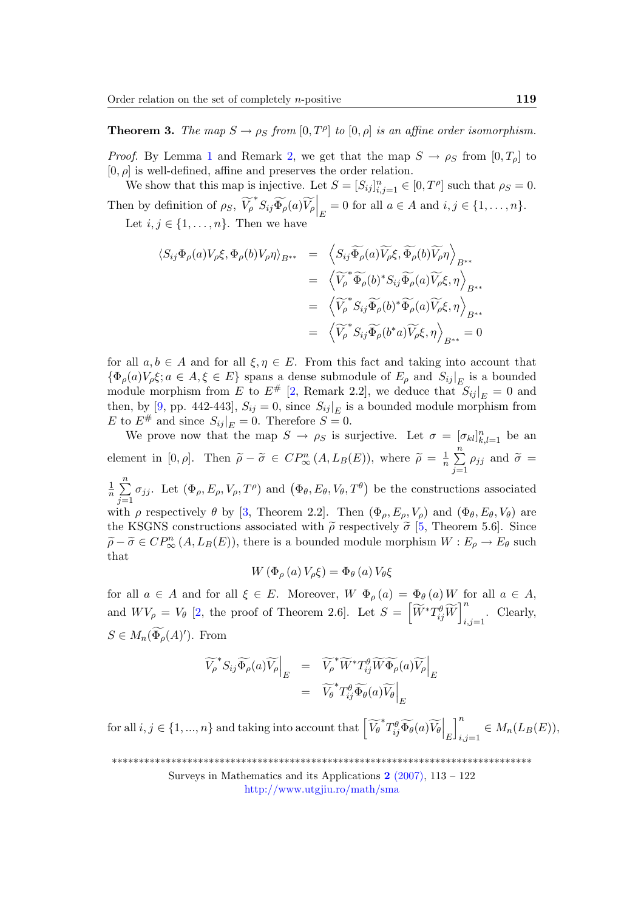**Theorem 3.** *The map $S \to \rho_S$ from $[0, T^\rho]$ to $[0, \rho]$ is an affine order isomorphism.*

*Proof.* By Lemma 1 and Remark 2, we get that the map $S \to \rho_S$ from $[0, T_\rho]$ to $[0, \rho]$ is well-defined, affine and preserves the order relation.

We show that this map is injective. Let $S = [S_{ij}]_{i,j=1}^n \in [0, T^\rho]$ such that $\rho_S = 0$. Then by definition of $\rho_S$, $\left.\widetilde{V_\rho}^* S_{ij} \widetilde{\Phi_\rho}(a) \widetilde{V_\rho}\right|_E = 0$ for all $a \in A$ and $i, j \in \{1, \ldots, n\}$.

Let $i, j \in \{1, \ldots, n\}$. Then we have

$$
\begin{aligned}
\langle S_{ij} \Phi_\rho(a) V_\rho \xi, \Phi_\rho(b) V_\rho \eta \rangle_{B^{**}} &= \left\langle S_{ij} \widetilde{\Phi_\rho}(a) \widetilde{V_\rho} \xi, \widetilde{\Phi_\rho}(b) \widetilde{V_\rho} \eta \right\rangle_{B^{**}} \\
&= \left\langle \widetilde{V_\rho}^* \widetilde{\Phi_\rho}(b)^* S_{ij} \widetilde{\Phi_\rho}(a) \widetilde{V_\rho} \xi, \eta \right\rangle_{B^{**}} \\
&= \left\langle \widetilde{V_\rho}^* S_{ij} \widetilde{\Phi_\rho}(b)^* \widetilde{\Phi_\rho}(a) \widetilde{V_\rho} \xi, \eta \right\rangle_{B^{**}} \\
&= \left\langle \widetilde{V_\rho}^* S_{ij} \widetilde{\Phi_\rho}(b^* a) \widetilde{V_\rho} \xi, \eta \right\rangle_{B^{**}} = 0
\end{aligned}
$$

for all $a, b \in A$ and for all $\xi, \eta \in E$. From this fact and taking into account that $\{\Phi_\rho(a) V_\rho \xi; a \in A, \xi \in E\}$ spans a dense submodule of $E_\rho$ and $\left.S_{ij}\right|_E$ is a bounded module morphism from $E$ to $E^\#$ [2, Remark 2.2], we deduce that $\left.S_{ij}\right|_E = 0$ and then, by [9, pp. 442-443], $S_{ij} = 0$, since $\left.S_{ij}\right|_E$ is a bounded module morphism from $E$ to $E^\#$ and since $\left.S_{ij}\right|_E = 0$. Therefore $S = 0$.

We prove now that the map $S \to \rho_S$ is surjective. Let $\sigma = [\sigma_{kl}]_{k,l=1}^n$ be an element in $[0, \rho]$. Then $\widetilde{\rho} - \widetilde{\sigma} \in CP_\infty^n(A, L_B(E))$, where $\widetilde{\rho} = \frac{1}{n} \sum_{j=1}^n \rho_{jj}$ and $\widetilde{\sigma} = \frac{1}{n} \sum_{j=1}^n \sigma_{jj}$. Let $(\Phi_\rho, E_\rho, V_\rho, T^\rho)$ and $\left(\Phi_\theta, E_\theta, V_\theta, T^\theta\right)$ be the constructions associated with $\rho$ respectively $\theta$ by [3, Theorem 2.2]. Then $(\Phi_\rho, E_\rho, V_\rho)$ and $(\Phi_\theta, E_\theta, V_\theta)$ are the KSGNS constructions associated with $\widetilde{\rho}$ respectively $\widetilde{\sigma}$ [5, Theorem 5.6]. Since $\widetilde{\rho} - \widetilde{\sigma} \in CP_\infty^n(A, L_B(E))$, there is a bounded module morphism $W : E_\rho \to E_\theta$ such that

$$W\left(\Phi_\rho(a) V_\rho \xi\right) = \Phi_\theta(a) V_\theta \xi$$

for all $a \in A$ and for all $\xi \in E$. Moreover, $W \; \Phi_\rho(a) = \Phi_\theta(a) W$ for all $a \in A$, and $W V_\rho = V_\theta$ [2, the proof of Theorem 2.6]. Let $S = \left[\widetilde{W}^* T_{ij}^\theta \widetilde{W}\right]_{i,j=1}^n$. Clearly, $S \in M_n(\widetilde{\Phi_\rho}(A)')$. From

$$
\begin{aligned}
\left.\widetilde{V_\rho}^* S_{ij} \widetilde{\Phi_\rho}(a) \widetilde{V_\rho}\right|_E &= \left.\widetilde{V_\rho}^* \widetilde{W}^* T_{ij}^\theta \widetilde{W} \widetilde{\Phi_\rho}(a) \widetilde{V_\rho}\right|_E \\
&= \left.\widetilde{V_\theta}^* T_{ij}^\theta \widetilde{\Phi_\theta}(a) \widetilde{V_\theta}\right|_E
\end{aligned}
$$

for all $i, j \in \{1, ..., n\}$ and taking into account that $\left[\left.\widetilde{V_\theta}^* T_{ij}^\theta \widetilde{\Phi_\theta}(a) \widetilde{V_\theta}\right|_E\right]_{i,j=1}^n \in M_n(L_B(E))$,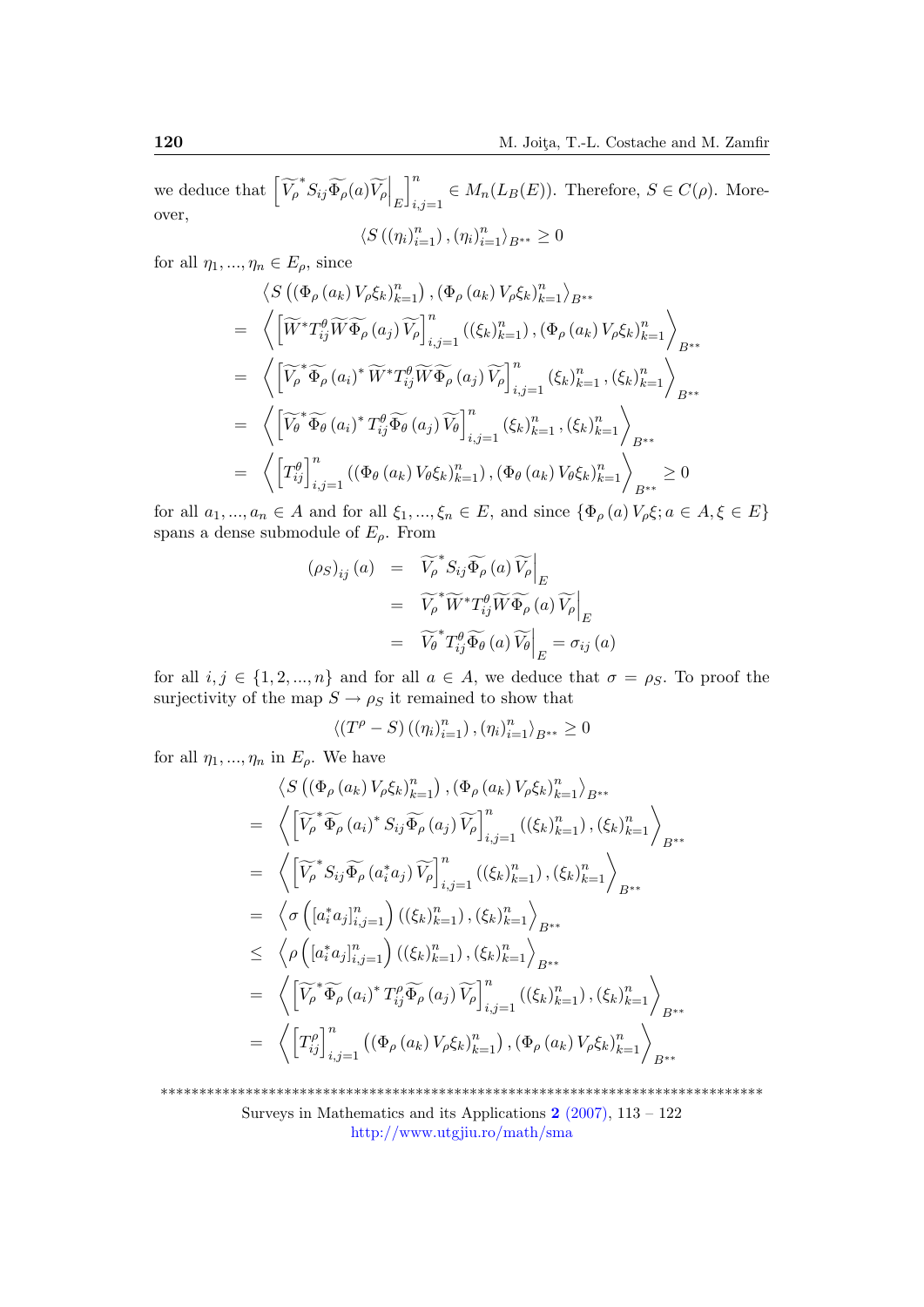we deduce that $\left[\widetilde{V_\rho}^* S_{ij}\widetilde{\Phi_\rho}(a)\widetilde{V_\rho}\Big|_E\right]_{i,j=1}^n \in M_n(L_B(E))$. Therefore, $S \in C(\rho)$. Moreover,

$$\langle S\left((\eta_i)_{i=1}^n\right), (\eta_i)_{i=1}^n\rangle_{B^{**}} \geq 0$$

for all $\eta_1, ..., \eta_n \in E_\rho$, since

$$\begin{aligned}
&\left\langle S\left((\Phi_\rho(a_k)V_\rho\xi_k)_{k=1}^n\right), (\Phi_\rho(a_k)V_\rho\xi_k)_{k=1}^n\right\rangle_{B^{**}} \\
&= \left\langle \left[\widetilde{W}^* T_{ij}^\theta \widetilde{W}\widetilde{\Phi_\rho}(a_j)\widetilde{V_\rho}\right]_{i,j=1}^n \left((\xi_k)_{k=1}^n\right), (\Phi_\rho(a_k)V_\rho\xi_k)_{k=1}^n\right\rangle_{B^{**}} \\
&= \left\langle \left[\widetilde{V_\rho}^*\widetilde{\Phi_\rho}(a_i)^*\widetilde{W}^* T_{ij}^\theta \widetilde{W}\widetilde{\Phi_\rho}(a_j)\widetilde{V_\rho}\right]_{i,j=1}^n (\xi_k)_{k=1}^n, (\xi_k)_{k=1}^n\right\rangle_{B^{**}} \\
&= \left\langle \left[\widetilde{V_\theta}^*\widetilde{\Phi_\theta}(a_i)^* T_{ij}^\theta \widetilde{\Phi_\theta}(a_j)\widetilde{V_\theta}\right]_{i,j=1}^n (\xi_k)_{k=1}^n, (\xi_k)_{k=1}^n\right\rangle_{B^{**}} \\
&= \left\langle \left[T_{ij}^\theta\right]_{i,j=1}^n \left((\Phi_\theta(a_k)V_\theta\xi_k)_{k=1}^n\right), (\Phi_\theta(a_k)V_\theta\xi_k)_{k=1}^n\right\rangle_{B^{**}} \geq 0
\end{aligned}$$

for all $a_1, ..., a_n \in A$ and for all $\xi_1, ..., \xi_n \in E$, and since $\{\Phi_\rho(a)V_\rho\xi; a \in A, \xi \in E\}$ spans a dense submodule of $E_\rho$. From

$$\begin{aligned}
(\rho_S)_{ij}(a) &= \widetilde{V_\rho}^* S_{ij}\widetilde{\Phi_\rho}(a)\widetilde{V_\rho}\Big|_E \\
&= \widetilde{V_\rho}^*\widetilde{W}^* T_{ij}^\theta \widetilde{W}\widetilde{\Phi_\rho}(a)\widetilde{V_\rho}\Big|_E \\
&= \widetilde{V_\theta}^* T_{ij}^\theta \widetilde{\Phi_\theta}(a)\widetilde{V_\theta}\Big|_E = \sigma_{ij}(a)
\end{aligned}$$

for all $i, j \in \{1, 2, ..., n\}$ and for all $a \in A$, we deduce that $\sigma = \rho_S$. To proof the surjectivity of the map $S \to \rho_S$ it remained to show that

$$\langle (T^\rho - S)\left((\eta_i)_{i=1}^n\right), (\eta_i)_{i=1}^n\rangle_{B^{**}} \geq 0$$

for all $\eta_1, ..., \eta_n$ in $E_\rho$. We have

$$\begin{aligned}
&\left\langle S\left((\Phi_\rho(a_k)V_\rho\xi_k)_{k=1}^n\right), (\Phi_\rho(a_k)V_\rho\xi_k)_{k=1}^n\right\rangle_{B^{**}} \\
&= \left\langle \left[\widetilde{V_\rho}^*\widetilde{\Phi_\rho}(a_i)^* S_{ij}\widetilde{\Phi_\rho}(a_j)\widetilde{V_\rho}\right]_{i,j=1}^n \left((\xi_k)_{k=1}^n\right), (\xi_k)_{k=1}^n\right\rangle_{B^{**}} \\
&= \left\langle \left[\widetilde{V_\rho}^* S_{ij}\widetilde{\Phi_\rho}(a_i^* a_j)\widetilde{V_\rho}\right]_{i,j=1}^n \left((\xi_k)_{k=1}^n\right), (\xi_k)_{k=1}^n\right\rangle_{B^{**}} \\
&= \left\langle \sigma\left([a_i^* a_j]_{i,j=1}^n\right)\left((\xi_k)_{k=1}^n\right), (\xi_k)_{k=1}^n\right\rangle_{B^{**}} \\
&\leq \left\langle \rho\left([a_i^* a_j]_{i,j=1}^n\right)\left((\xi_k)_{k=1}^n\right), (\xi_k)_{k=1}^n\right\rangle_{B^{**}} \\
&= \left\langle \left[\widetilde{V_\rho}^*\widetilde{\Phi_\rho}(a_i)^* T_{ij}^\rho \widetilde{\Phi_\rho}(a_j)\widetilde{V_\rho}\right]_{i,j=1}^n \left((\xi_k)_{k=1}^n\right), (\xi_k)_{k=1}^n\right\rangle_{B^{**}} \\
&= \left\langle \left[T_{ij}^\rho\right]_{i,j=1}^n \left((\Phi_\rho(a_k)V_\rho\xi_k)_{k=1}^n\right), (\Phi_\rho(a_k)V_\rho\xi_k)_{k=1}^n\right\rangle_{B^{**}}
\end{aligned}$$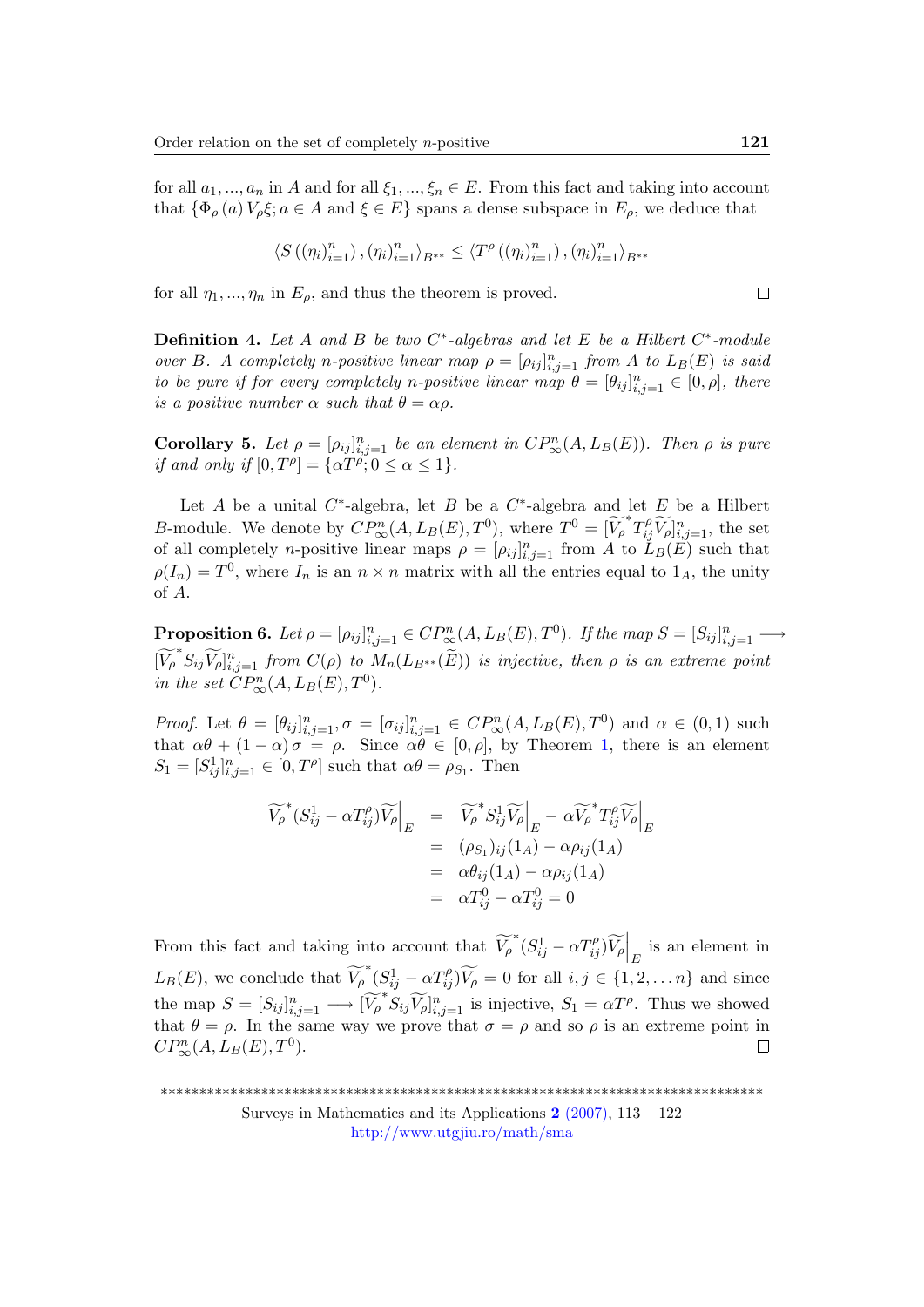for all $a_1, ..., a_n$ in $A$ and for all $\xi_1, ..., \xi_n \in E$. From this fact and taking into account that $\{\Phi_\rho(a) V_\rho \xi; a \in A \text{ and } \xi \in E\}$ spans a dense subspace in $E_\rho$, we deduce that

$$\langle S\left((\eta_i)_{i=1}^n\right), (\eta_i)_{i=1}^n\rangle_{B^{**}} \leq \langle T^\rho\left((\eta_i)_{i=1}^n\right), (\eta_i)_{i=1}^n\rangle_{B^{**}}$$

for all $\eta_1, ..., \eta_n$ in $E_\rho$, and thus the theorem is proved. □

**Definition 4.** *Let $A$ and $B$ be two $C^*$-algebras and let $E$ be a Hilbert $C^*$-module over $B$. A completely $n$-positive linear map $\rho = [\rho_{ij}]_{i,j=1}^n$ from $A$ to $L_B(E)$ is said to be pure if for every completely $n$-positive linear map $\theta = [\theta_{ij}]_{i,j=1}^n \in [0, \rho]$, there is a positive number $\alpha$ such that $\theta = \alpha\rho$.*

**Corollary 5.** *Let $\rho = [\rho_{ij}]_{i,j=1}^n$ be an element in $CP_\infty^n(A, L_B(E))$. Then $\rho$ is pure if and only if $[0, T^\rho] = \{\alpha T^\rho; 0 \leq \alpha \leq 1\}$.*

Let $A$ be a unital $C^*$-algebra, let $B$ be a $C^*$-algebra and let $E$ be a Hilbert $B$-module. We denote by $CP_\infty^n(A, L_B(E), T^0)$, where $T^0 = [\widetilde{V_\rho}^* T_{ij}^\rho \widetilde{V_\rho}]_{i,j=1}^n$, the set of all completely $n$-positive linear maps $\rho = [\rho_{ij}]_{i,j=1}^n$ from $A$ to $L_B(E)$ such that $\rho(I_n) = T^0$, where $I_n$ is an $n \times n$ matrix with all the entries equal to $1_A$, the unity of $A$.

**Proposition 6.** *Let $\rho = [\rho_{ij}]_{i,j=1}^n \in CP_\infty^n(A, L_B(E), T^0)$. If the map $S = [S_{ij}]_{i,j=1}^n \longrightarrow [\widetilde{V_\rho}^* S_{ij} \widetilde{V_\rho}]_{i,j=1}^n$ from $C(\rho)$ to $M_n(L_{B^{**}}(\widetilde{E}))$ is injective, then $\rho$ is an extreme point in the set $CP_\infty^n(A, L_B(E), T^0)$.*

*Proof.* Let $\theta = [\theta_{ij}]_{i,j=1}^n, \sigma = [\sigma_{ij}]_{i,j=1}^n \in CP_\infty^n(A, L_B(E), T^0)$ and $\alpha \in (0, 1)$ such that $\alpha\theta + (1 - \alpha)\sigma = \rho$. Since $\alpha\theta \in [0, \rho]$, by Theorem 1, there is an element $S_1 = [S_{ij}^1]_{i,j=1}^n \in [0, T^\rho]$ such that $\alpha\theta = \rho_{S_1}$. Then

$$\begin{aligned}
\widetilde{V_\rho}^*(S_{ij}^1 - \alpha T_{ij}^\rho)\widetilde{V_\rho}\Big|_E &= \widetilde{V_\rho}^* S_{ij}^1 \widetilde{V_\rho}\Big|_E - \alpha\widetilde{V_\rho}^* T_{ij}^\rho \widetilde{V_\rho}\Big|_E \\
&= (\rho_{S_1})_{ij}(1_A) - \alpha\rho_{ij}(1_A) \\
&= \alpha\theta_{ij}(1_A) - \alpha\rho_{ij}(1_A) \\
&= \alpha T_{ij}^0 - \alpha T_{ij}^0 = 0
\end{aligned}$$

From this fact and taking into account that $\widetilde{V_\rho}^*(S_{ij}^1 - \alpha T_{ij}^\rho)\widetilde{V_\rho}\Big|_E$ is an element in $L_B(E)$, we conclude that $\widetilde{V_\rho}^*(S_{ij}^1 - \alpha T_{ij}^\rho)\widetilde{V_\rho} = 0$ for all $i, j \in \{1, 2, \ldots n\}$ and since the map $S = [S_{ij}]_{i,j=1}^n \longrightarrow [\widetilde{V_\rho}^* S_{ij} \widetilde{V_\rho}]_{i,j=1}^n$ is injective, $S_1 = \alpha T^\rho$. Thus we showed that $\theta = \rho$. In the same way we prove that $\sigma = \rho$ and so $\rho$ is an extreme point in $CP_\infty^n(A, L_B(E), T^0)$. □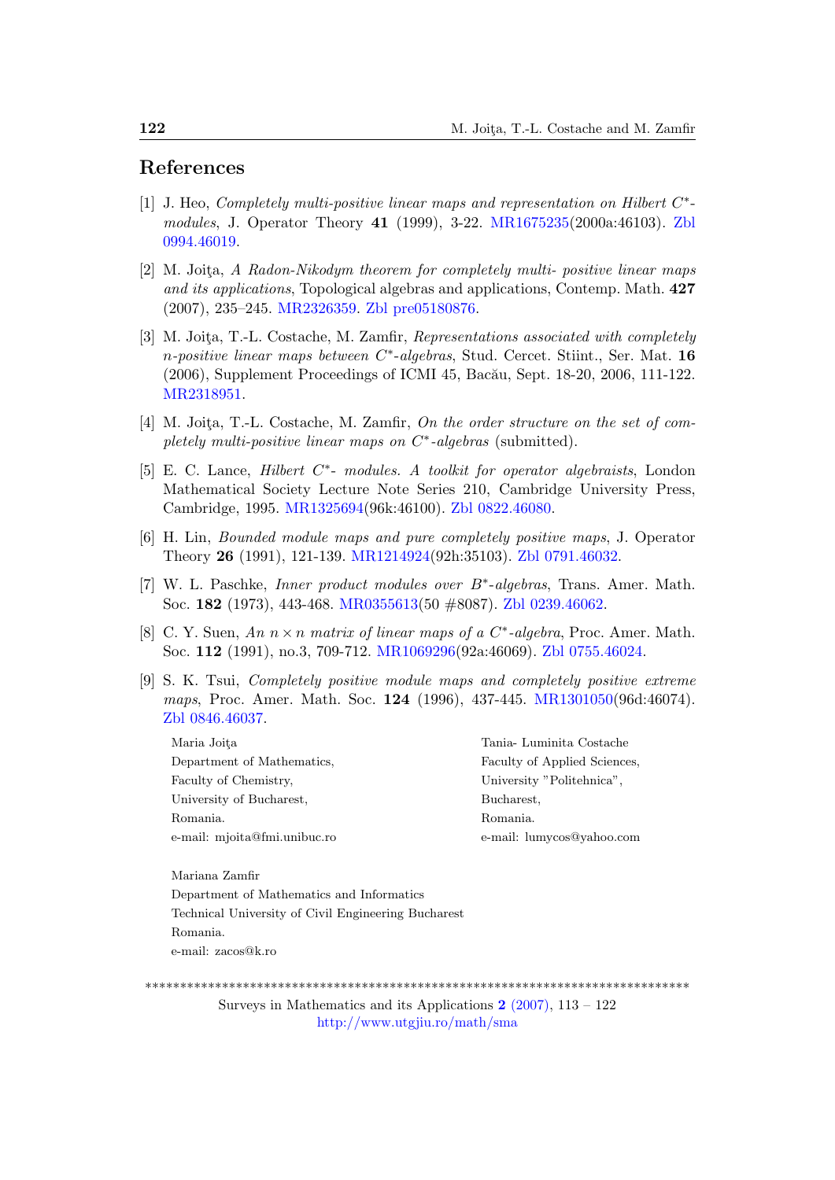## References

[1] J. Heo, *Completely multi-positive linear maps and representation on Hilbert $C^*$-modules*, J. Operator Theory **41** (1999), 3-22. MR1675235(2000a:46103). Zbl 0994.46019.

[2] M. Joiţa, *A Radon-Nikodym theorem for completely multi- positive linear maps and its applications*, Topological algebras and applications, Contemp. Math. **427** (2007), 235–245. MR2326359. Zbl pre05180876.

[3] M. Joiţa, T.-L. Costache, M. Zamfir, *Representations associated with completely $n$-positive linear maps between $C^*$-algebras*, Stud. Cercet. Stiint., Ser. Mat. **16** (2006), Supplement Proceedings of ICMI 45, Bacău, Sept. 18-20, 2006, 111-122. MR2318951.

[4] M. Joiţa, T.-L. Costache, M. Zamfir, *On the order structure on the set of completely multi-positive linear maps on $C^*$-algebras* (submitted).

[5] E. C. Lance, *Hilbert $C^*$- modules. A toolkit for operator algebraists*, London Mathematical Society Lecture Note Series 210, Cambridge University Press, Cambridge, 1995. MR1325694(96k:46100). Zbl 0822.46080.

[6] H. Lin, *Bounded module maps and pure completely positive maps*, J. Operator Theory **26** (1991), 121-139. MR1214924(92h:35103). Zbl 0791.46032.

[7] W. L. Paschke, *Inner product modules over $B^*$-algebras*, Trans. Amer. Math. Soc. **182** (1973), 443-468. MR0355613(50 #8087). Zbl 0239.46062.

[8] C. Y. Suen, *An $n \times n$ matrix of linear maps of a $C^*$-algebra*, Proc. Amer. Math. Soc. **112** (1991), no.3, 709-712. MR1069296(92a:46069). Zbl 0755.46024.

[9] S. K. Tsui, *Completely positive module maps and completely positive extreme maps*, Proc. Amer. Math. Soc. **124** (1996), 437-445. MR1301050(96d:46074). Zbl 0846.46037.

Maria Joiţa
Department of Mathematics,
Faculty of Chemistry,
University of Bucharest,
Romania.
e-mail: mjoita@fmi.unibuc.ro

Tania- Luminita Costache
Faculty of Applied Sciences,
University "Politehnica",
Bucharest,
Romania.
e-mail: lumycos@yahoo.com

Mariana Zamfir
Department of Mathematics and Informatics
Technical University of Civil Engineering Bucharest
Romania.
e-mail: zacos@k.ro